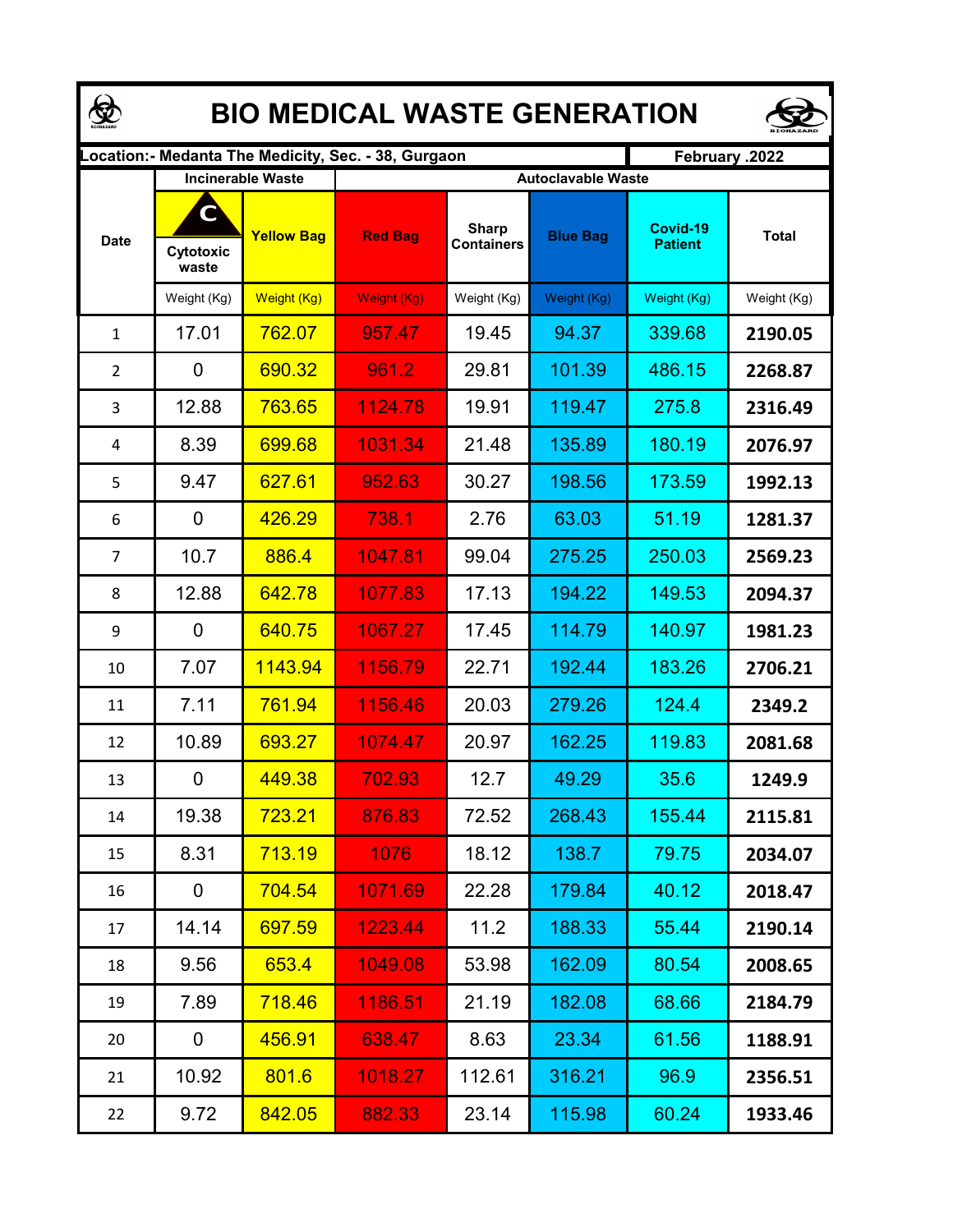# BIO MEDICAL WASTE GENERATION

| Location:- Medanta The Medicity, Sec. - 38, Gurgaon | | | | | | | February .2022 |
|---|---|---|---|---|---|---|---|
| Date | Incinerable Waste | | Autoclavable Waste | | | | |
| | Cytotoxic waste | Yellow Bag | Red Bag | Sharp Containers | Blue Bag | Covid-19 Patient | Total |
| | Weight (Kg) | Weight (Kg) | Weight (Kg) | Weight (Kg) | Weight (Kg) | Weight (Kg) | Weight (Kg) |
| 1 | 17.01 | 762.07 | 957.47 | 19.45 | 94.37 | 339.68 | **2190.05** |
| 2 | 0 | 690.32 | 961.2 | 29.81 | 101.39 | 486.15 | **2268.87** |
| 3 | 12.88 | 763.65 | 1124.78 | 19.91 | 119.47 | 275.8 | **2316.49** |
| 4 | 8.39 | 699.68 | 1031.34 | 21.48 | 135.89 | 180.19 | **2076.97** |
| 5 | 9.47 | 627.61 | 952.63 | 30.27 | 198.56 | 173.59 | **1992.13** |
| 6 | 0 | 426.29 | 738.1 | 2.76 | 63.03 | 51.19 | **1281.37** |
| 7 | 10.7 | 886.4 | 1047.81 | 99.04 | 275.25 | 250.03 | **2569.23** |
| 8 | 12.88 | 642.78 | 1077.83 | 17.13 | 194.22 | 149.53 | **2094.37** |
| 9 | 0 | 640.75 | 1067.27 | 17.45 | 114.79 | 140.97 | **1981.23** |
| 10 | 7.07 | 1143.94 | 1156.79 | 22.71 | 192.44 | 183.26 | **2706.21** |
| 11 | 7.11 | 761.94 | 1156.46 | 20.03 | 279.26 | 124.4 | **2349.2** |
| 12 | 10.89 | 693.27 | 1074.47 | 20.97 | 162.25 | 119.83 | **2081.68** |
| 13 | 0 | 449.38 | 702.93 | 12.7 | 49.29 | 35.6 | **1249.9** |
| 14 | 19.38 | 723.21 | 876.83 | 72.52 | 268.43 | 155.44 | **2115.81** |
| 15 | 8.31 | 713.19 | 1076 | 18.12 | 138.7 | 79.75 | **2034.07** |
| 16 | 0 | 704.54 | 1071.69 | 22.28 | 179.84 | 40.12 | **2018.47** |
| 17 | 14.14 | 697.59 | 1223.44 | 11.2 | 188.33 | 55.44 | **2190.14** |
| 18 | 9.56 | 653.4 | 1049.08 | 53.98 | 162.09 | 80.54 | **2008.65** |
| 19 | 7.89 | 718.46 | 1186.51 | 21.19 | 182.08 | 68.66 | **2184.79** |
| 20 | 0 | 456.91 | 638.47 | 8.63 | 23.34 | 61.56 | **1188.91** |
| 21 | 10.92 | 801.6 | 1018.27 | 112.61 | 316.21 | 96.9 | **2356.51** |
| 22 | 9.72 | 842.05 | 882.33 | 23.14 | 115.98 | 60.24 | **1933.46** |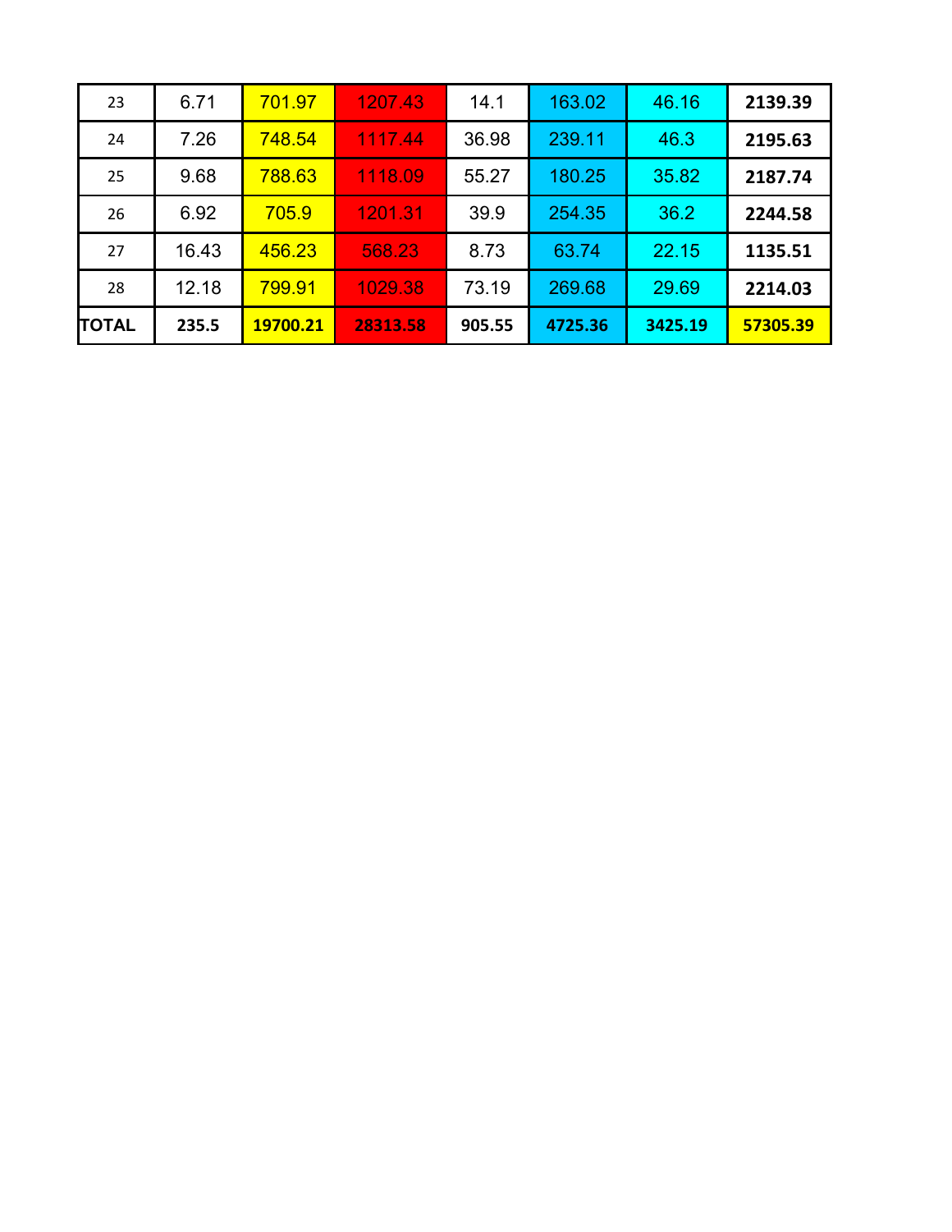| 23 | 6.71 | 701.97 | 1207.43 | 14.1 | 163.02 | 46.16 | **2139.39** |
|---|---|---|---|---|---|---|---|
| 24 | 7.26 | 748.54 | 1117.44 | 36.98 | 239.11 | 46.3 | **2195.63** |
| 25 | 9.68 | 788.63 | 1118.09 | 55.27 | 180.25 | 35.82 | **2187.74** |
| 26 | 6.92 | 705.9 | 1201.31 | 39.9 | 254.35 | 36.2 | **2244.58** |
| 27 | 16.43 | 456.23 | 568.23 | 8.73 | 63.74 | 22.15 | **1135.51** |
| 28 | 12.18 | 799.91 | 1029.38 | 73.19 | 269.68 | 29.69 | **2214.03** |
| **TOTAL** | **235.5** | **19700.21** | **28313.58** | **905.55** | **4725.36** | **3425.19** | **57305.39** |